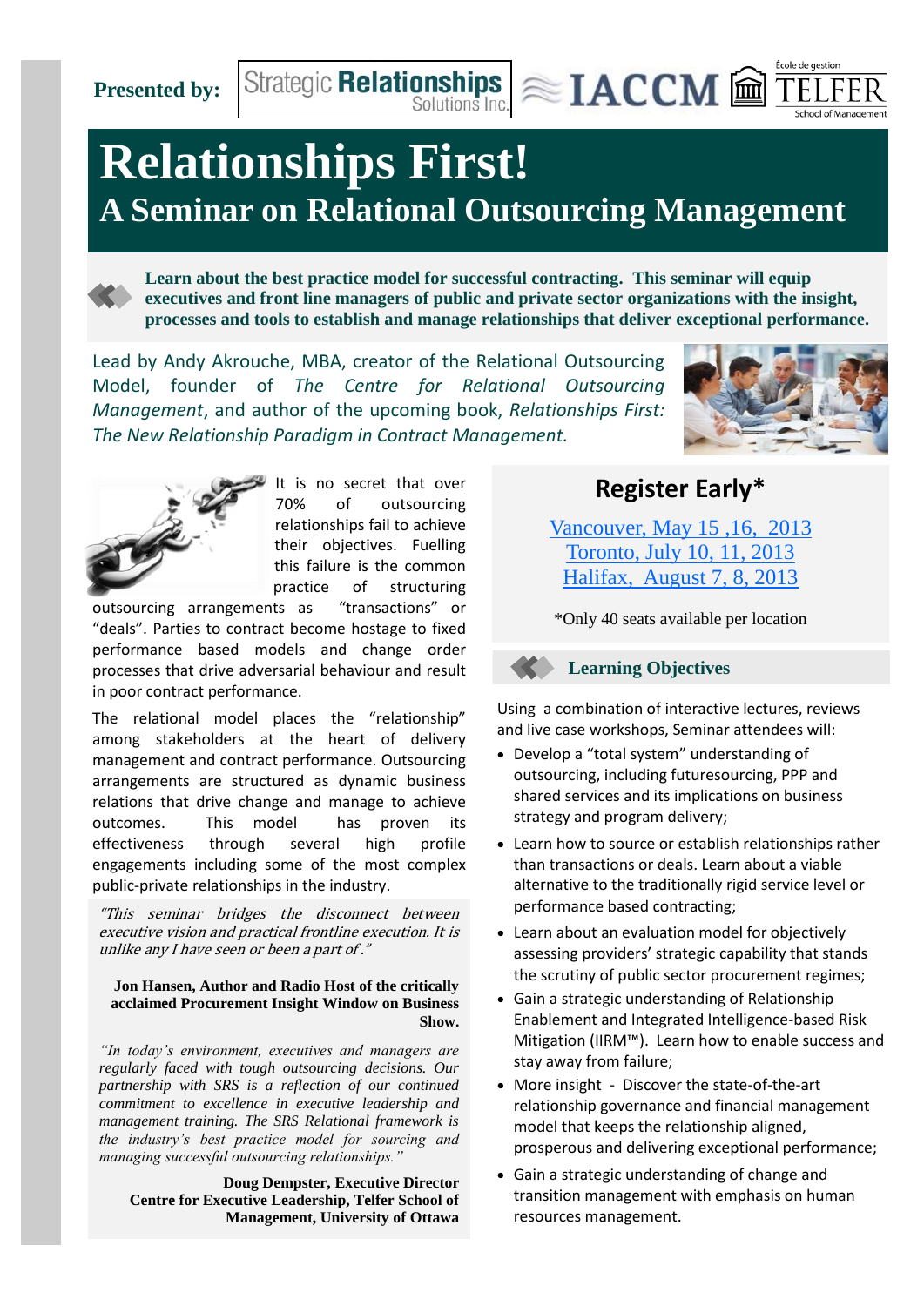**Presented by:** Strategic Relationships Solutions Inc. | IACCM | École de gestion TELFER School of Management

# Relationships First!

## A Seminar on Relational Outsourcing Management

**Learn about the best practice model for successful contracting. This seminar will equip executives and front line managers of public and private sector organizations with the insight, processes and tools to establish and manage relationships that deliver exceptional performance.**

Lead by Andy Akrouche, MBA, creator of the Relational Outsourcing Model, founder of *The Centre for Relational Outsourcing Management*, and author of the upcoming book, *Relationships First: The New Relationship Paradigm in Contract Management.*

It is no secret that over 70% of outsourcing relationships fail to achieve their objectives. Fuelling this failure is the common practice of structuring outsourcing arrangements as "transactions" or "deals". Parties to contract become hostage to fixed performance based models and change order processes that drive adversarial behaviour and result in poor contract performance.

The relational model places the "relationship" among stakeholders at the heart of delivery management and contract performance. Outsourcing arrangements are structured as dynamic business relations that drive change and manage to achieve outcomes. This model has proven its effectiveness through several high profile engagements including some of the most complex public-private relationships in the industry.

*"This seminar bridges the disconnect between executive vision and practical frontline execution. It is unlike any I have seen or been a part of."*

**Jon Hansen, Author and Radio Host of the critically acclaimed Procurement Insight Window on Business Show.**

*"In today's environment, executives and managers are regularly faced with tough outsourcing decisions. Our partnership with SRS is a reflection of our continued commitment to excellence in executive leadership and management training. The SRS Relational framework is the industry's best practice model for sourcing and managing successful outsourcing relationships."*

**Doug Dempster, Executive Director Centre for Executive Leadership, Telfer School of Management, University of Ottawa**

## Register Early*

Vancouver, May 15 ,16, 2013
Toronto, July 10, 11, 2013
Halifax, August 7, 8, 2013

*Only 40 seats available per location

### Learning Objectives

Using a combination of interactive lectures, reviews and live case workshops, Seminar attendees will:

- Develop a "total system" understanding of outsourcing, including futuresourcing, PPP and shared services and its implications on business strategy and program delivery;
- Learn how to source or establish relationships rather than transactions or deals. Learn about a viable alternative to the traditionally rigid service level or performance based contracting;
- Learn about an evaluation model for objectively assessing providers' strategic capability that stands the scrutiny of public sector procurement regimes;
- Gain a strategic understanding of Relationship Enablement and Integrated Intelligence-based Risk Mitigation (IIRM™). Learn how to enable success and stay away from failure;
- More insight - Discover the state-of-the-art relationship governance and financial management model that keeps the relationship aligned, prosperous and delivering exceptional performance;
- Gain a strategic understanding of change and transition management with emphasis on human resources management.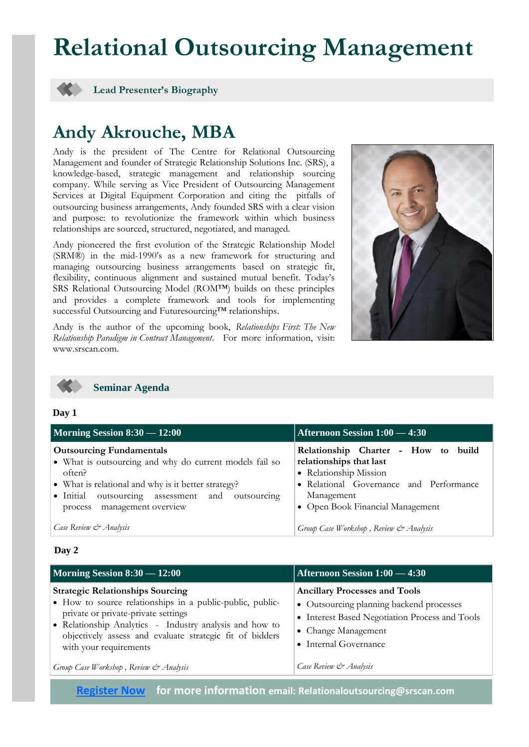# Relational Outsourcing Management

## Lead Presenter's Biography

## Andy Akrouche, MBA

Andy is the president of The Centre for Relational Outsourcing Management and founder of Strategic Relationship Solutions Inc. (SRS), a knowledge-based, strategic management and relationship sourcing company. While serving as Vice President of Outsourcing Management Services at Digital Equipment Corporation and citing the pitfalls of outsourcing business arrangements, Andy founded SRS with a clear vision and purpose: to revolutionize the framework within which business relationships are sourced, structured, negotiated, and managed.

Andy pioneered the first evolution of the Strategic Relationship Model (SRM®) in the mid-1990's as a new framework for structuring and managing outsourcing business arrangements based on strategic fit, flexibility, continuous alignment and sustained mutual benefit. Today's SRS Relational Outsourcing Model (ROM™) builds on these principles and provides a complete framework and tools for implementing successful Outsourcing and Futuresourcing™ relationships.

Andy is the author of the upcoming book, *Relationships First: The New Relationship Paradigm in Contract Management*. For more information, visit: www.srscan.com.

## Seminar Agenda

**Day 1**

| Morning Session 8:30 — 12:00 | Afternoon Session 1:00 — 4:30 |
|---|---|
| **Outsourcing Fundamentals**<br>• What is outsourcing and why do current models fail so often?<br>• What is relational and why is it better strategy?<br>• Initial outsourcing assessment and outsourcing process management overview<br><br>*Case Review & Analysis* | **Relationship Charter - How to build relationships that last**<br>• Relationship Mission<br>• Relational Governance and Performance Management<br>• Open Book Financial Management<br><br>*Group Case Workshop , Review & Analysis* |

**Day 2**

| Morning Session 8:30 — 12:00 | Afternoon Session 1:00 — 4:30 |
|---|---|
| **Strategic Relationships Sourcing**<br>• How to source relationships in a public-public, public-private or private-private settings<br>• Relationship Analytics - Industry analysis and how to objectively assess and evaluate strategic fit of bidders with your requirements<br><br>*Group Case Workshop , Review & Analysis* | **Ancillary Processes and Tools**<br>• Outsourcing planning backend processes<br>• Interest Based Negotiation Process and Tools<br>• Change Management<br>• Internal Governance<br><br>*Case Review & Analysis* |

**Register Now** for more information email: Relationaloutsourcing@srscan.com